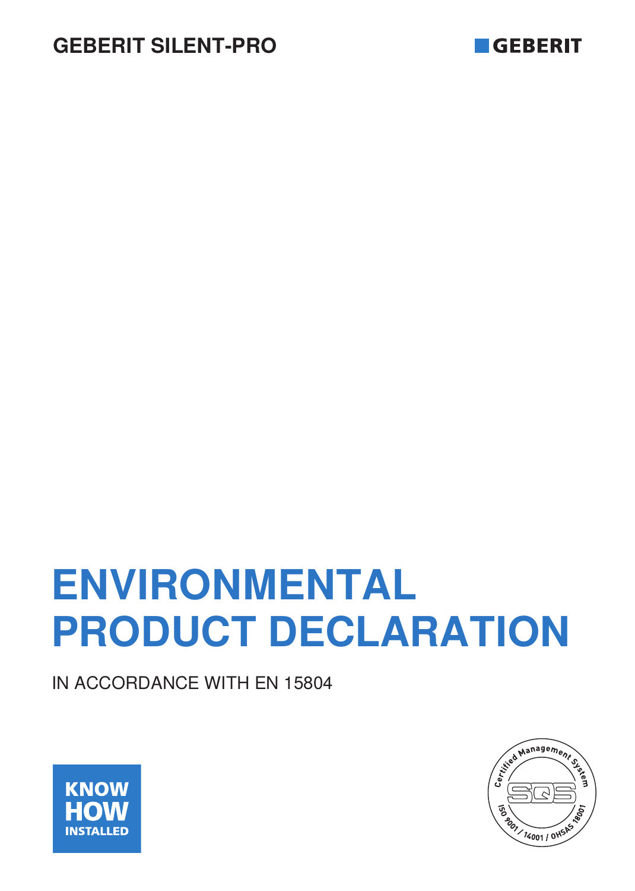GEBERIT SILENT-PRO

GEBERIT

# ENVIRONMENTAL PRODUCT DECLARATION

IN ACCORDANCE WITH EN 15804

KNOW HOW INSTALLED

Certified Management System SQS ISO 9001 / 14001 / OHSAS 18001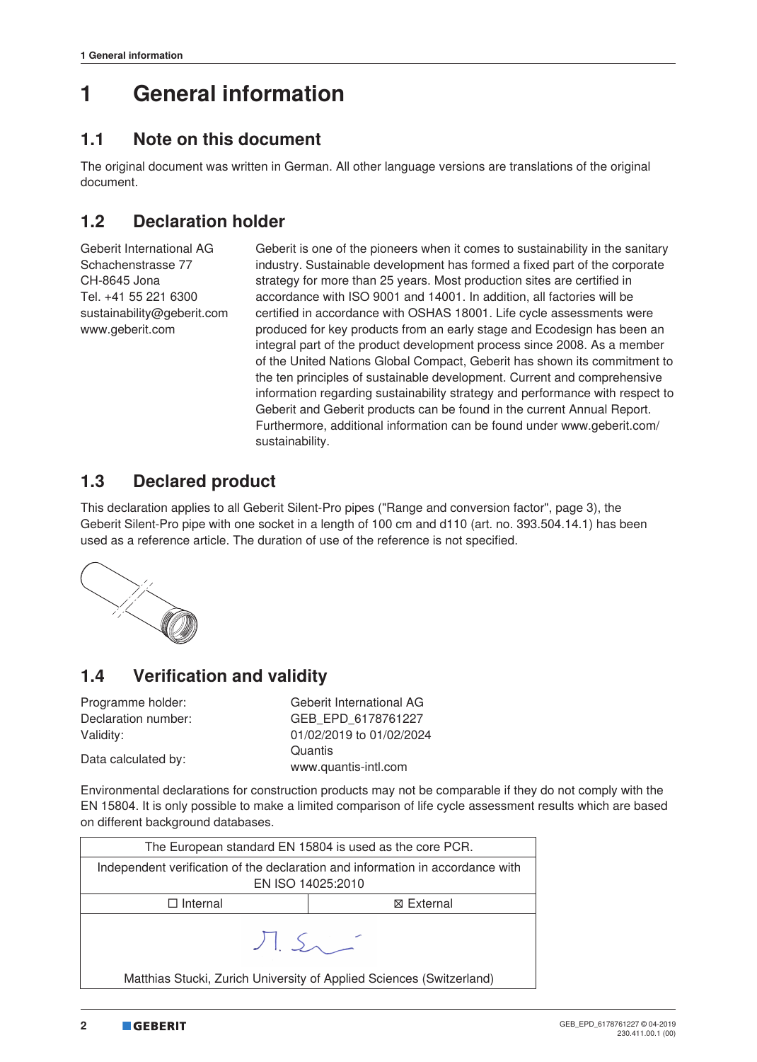# 1 General information

## 1.1 Note on this document

The original document was written in German. All other language versions are translations of the original document.

## 1.2 Declaration holder

Geberit International AG
Schachenstrasse 77
CH-8645 Jona
Tel. +41 55 221 6300
sustainability@geberit.com
www.geberit.com

Geberit is one of the pioneers when it comes to sustainability in the sanitary industry. Sustainable development has formed a fixed part of the corporate strategy for more than 25 years. Most production sites are certified in accordance with ISO 9001 and 14001. In addition, all factories will be certified in accordance with OSHAS 18001. Life cycle assessments were produced for key products from an early stage and Ecodesign has been an integral part of the product development process since 2008. As a member of the United Nations Global Compact, Geberit has shown its commitment to the ten principles of sustainable development. Current and comprehensive information regarding sustainability strategy and performance with respect to Geberit and Geberit products can be found in the current Annual Report. Furthermore, additional information can be found under www.geberit.com/sustainability.

## 1.3 Declared product

This declaration applies to all Geberit Silent-Pro pipes ("Range and conversion factor", page 3), the Geberit Silent-Pro pipe with one socket in a length of 100 cm and d110 (art. no. 393.504.14.1) has been used as a reference article. The duration of use of the reference is not specified.

## 1.4 Verification and validity

| | |
|---|---|
| Programme holder: | Geberit International AG |
| Declaration number: | GEB_EPD_6178761227 |
| Validity: | 01/02/2019 to 01/02/2024 |
| Data calculated by: | Quantis www.quantis-intl.com |

Environmental declarations for construction products may not be comparable if they do not comply with the EN 15804. It is only possible to make a limited comparison of life cycle assessment results which are based on different background databases.

| The European standard EN 15804 is used as the core PCR. | |
|---|---|
| Independent verification of the declaration and information in accordance with EN ISO 14025:2010 | |
| ☐ Internal | ☒ External |
| Matthias Stucki, Zurich University of Applied Sciences (Switzerland) | |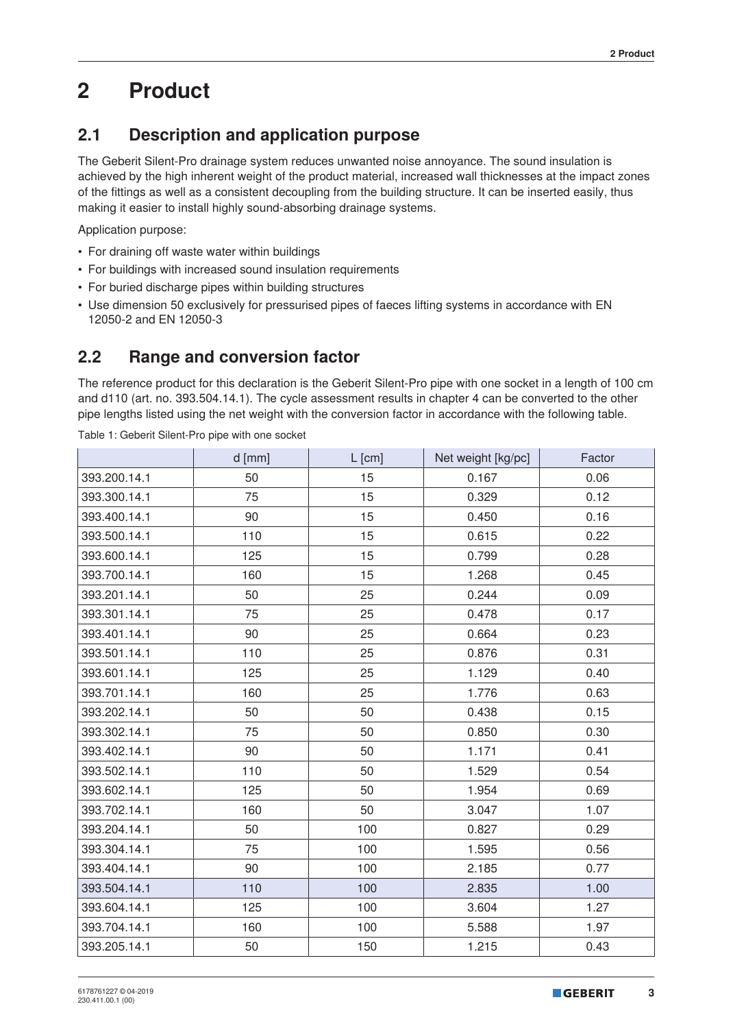# 2 Product

## 2.1 Description and application purpose

The Geberit Silent-Pro drainage system reduces unwanted noise annoyance. The sound insulation is achieved by the high inherent weight of the product material, increased wall thicknesses at the impact zones of the fittings as well as a consistent decoupling from the building structure. It can be inserted easily, thus making it easier to install highly sound-absorbing drainage systems.

Application purpose:

- For draining off waste water within buildings
- For buildings with increased sound insulation requirements
- For buried discharge pipes within building structures
- Use dimension 50 exclusively for pressurised pipes of faeces lifting systems in accordance with EN 12050-2 and EN 12050-3

## 2.2 Range and conversion factor

The reference product for this declaration is the Geberit Silent-Pro pipe with one socket in a length of 100 cm and d110 (art. no. 393.504.14.1). The cycle assessment results in chapter 4 can be converted to the other pipe lengths listed using the net weight with the conversion factor in accordance with the following table.

Table 1: Geberit Silent-Pro pipe with one socket

| | d [mm] | L [cm] | Net weight [kg/pc] | Factor |
|---|---|---|---|---|
| 393.200.14.1 | 50 | 15 | 0.167 | 0.06 |
| 393.300.14.1 | 75 | 15 | 0.329 | 0.12 |
| 393.400.14.1 | 90 | 15 | 0.450 | 0.16 |
| 393.500.14.1 | 110 | 15 | 0.615 | 0.22 |
| 393.600.14.1 | 125 | 15 | 0.799 | 0.28 |
| 393.700.14.1 | 160 | 15 | 1.268 | 0.45 |
| 393.201.14.1 | 50 | 25 | 0.244 | 0.09 |
| 393.301.14.1 | 75 | 25 | 0.478 | 0.17 |
| 393.401.14.1 | 90 | 25 | 0.664 | 0.23 |
| 393.501.14.1 | 110 | 25 | 0.876 | 0.31 |
| 393.601.14.1 | 125 | 25 | 1.129 | 0.40 |
| 393.701.14.1 | 160 | 25 | 1.776 | 0.63 |
| 393.202.14.1 | 50 | 50 | 0.438 | 0.15 |
| 393.302.14.1 | 75 | 50 | 0.850 | 0.30 |
| 393.402.14.1 | 90 | 50 | 1.171 | 0.41 |
| 393.502.14.1 | 110 | 50 | 1.529 | 0.54 |
| 393.602.14.1 | 125 | 50 | 1.954 | 0.69 |
| 393.702.14.1 | 160 | 50 | 3.047 | 1.07 |
| 393.204.14.1 | 50 | 100 | 0.827 | 0.29 |
| 393.304.14.1 | 75 | 100 | 1.595 | 0.56 |
| 393.404.14.1 | 90 | 100 | 2.185 | 0.77 |
| 393.504.14.1 | 110 | 100 | 2.835 | 1.00 |
| 393.604.14.1 | 125 | 100 | 3.604 | 1.27 |
| 393.704.14.1 | 160 | 100 | 5.588 | 1.97 |
| 393.205.14.1 | 50 | 150 | 1.215 | 0.43 |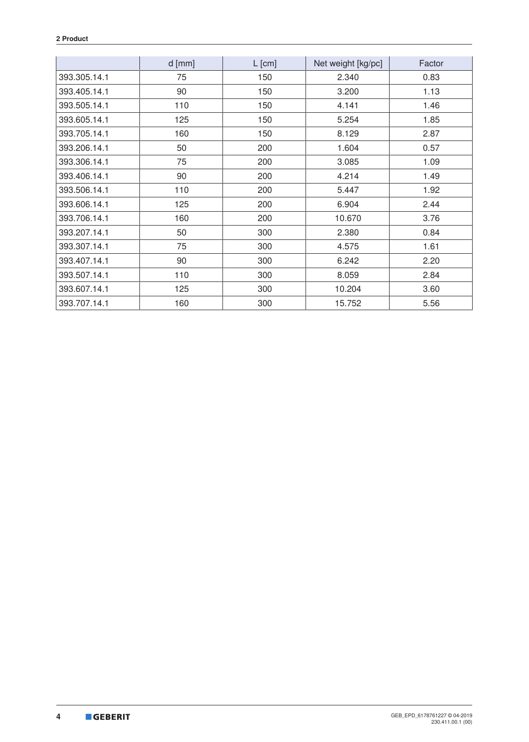|  | d [mm] | L [cm] | Net weight [kg/pc] | Factor |
|---|---|---|---|---|
| 393.305.14.1 | 75 | 150 | 2.340 | 0.83 |
| 393.405.14.1 | 90 | 150 | 3.200 | 1.13 |
| 393.505.14.1 | 110 | 150 | 4.141 | 1.46 |
| 393.605.14.1 | 125 | 150 | 5.254 | 1.85 |
| 393.705.14.1 | 160 | 150 | 8.129 | 2.87 |
| 393.206.14.1 | 50 | 200 | 1.604 | 0.57 |
| 393.306.14.1 | 75 | 200 | 3.085 | 1.09 |
| 393.406.14.1 | 90 | 200 | 4.214 | 1.49 |
| 393.506.14.1 | 110 | 200 | 5.447 | 1.92 |
| 393.606.14.1 | 125 | 200 | 6.904 | 2.44 |
| 393.706.14.1 | 160 | 200 | 10.670 | 3.76 |
| 393.207.14.1 | 50 | 300 | 2.380 | 0.84 |
| 393.307.14.1 | 75 | 300 | 4.575 | 1.61 |
| 393.407.14.1 | 90 | 300 | 6.242 | 2.20 |
| 393.507.14.1 | 110 | 300 | 8.059 | 2.84 |
| 393.607.14.1 | 125 | 300 | 10.204 | 3.60 |
| 393.707.14.1 | 160 | 300 | 15.752 | 5.56 |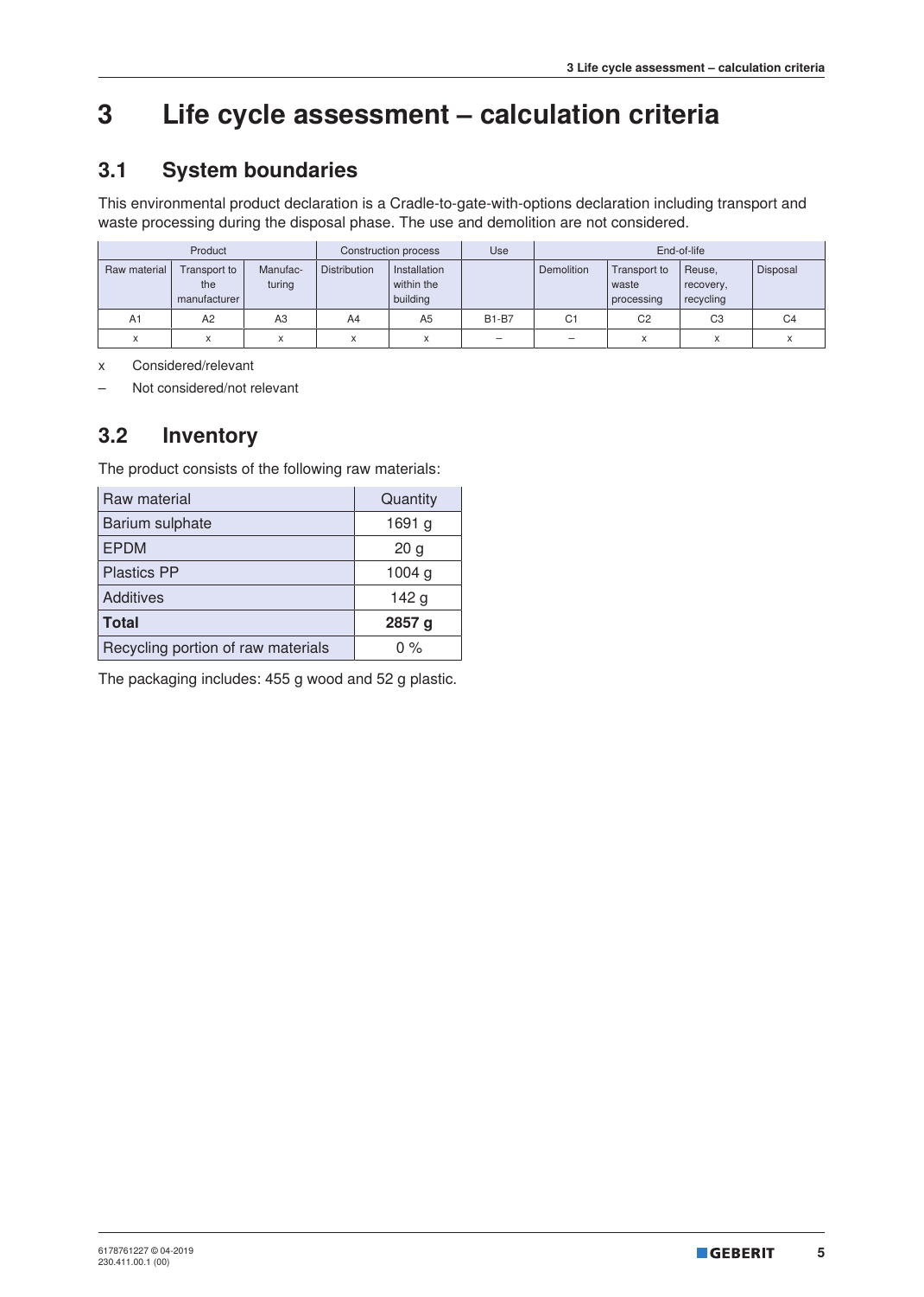# 3 Life cycle assessment – calculation criteria

## 3.1 System boundaries

This environmental product declaration is a Cradle-to-gate-with-options declaration including transport and waste processing during the disposal phase. The use and demolition are not considered.

| Product | | | Construction process | | Use | End-of-life | | | |
|---|---|---|---|---|---|---|---|---|---|
| Raw material | Transport to the manufacturer | Manufacturing | Distribution | Installation within the building | | Demolition | Transport to waste processing | Reuse, recovery, recycling | Disposal |
| A1 | A2 | A3 | A4 | A5 | B1-B7 | C1 | C2 | C3 | C4 |
| x | x | x | x | x | – | – | x | x | x |

x Considered/relevant

– Not considered/not relevant

## 3.2 Inventory

The product consists of the following raw materials:

| Raw material | Quantity |
|---|---|
| Barium sulphate | 1691 g |
| EPDM | 20 g |
| Plastics PP | 1004 g |
| Additives | 142 g |
| **Total** | **2857 g** |
| Recycling portion of raw materials | 0 % |

The packaging includes: 455 g wood and 52 g plastic.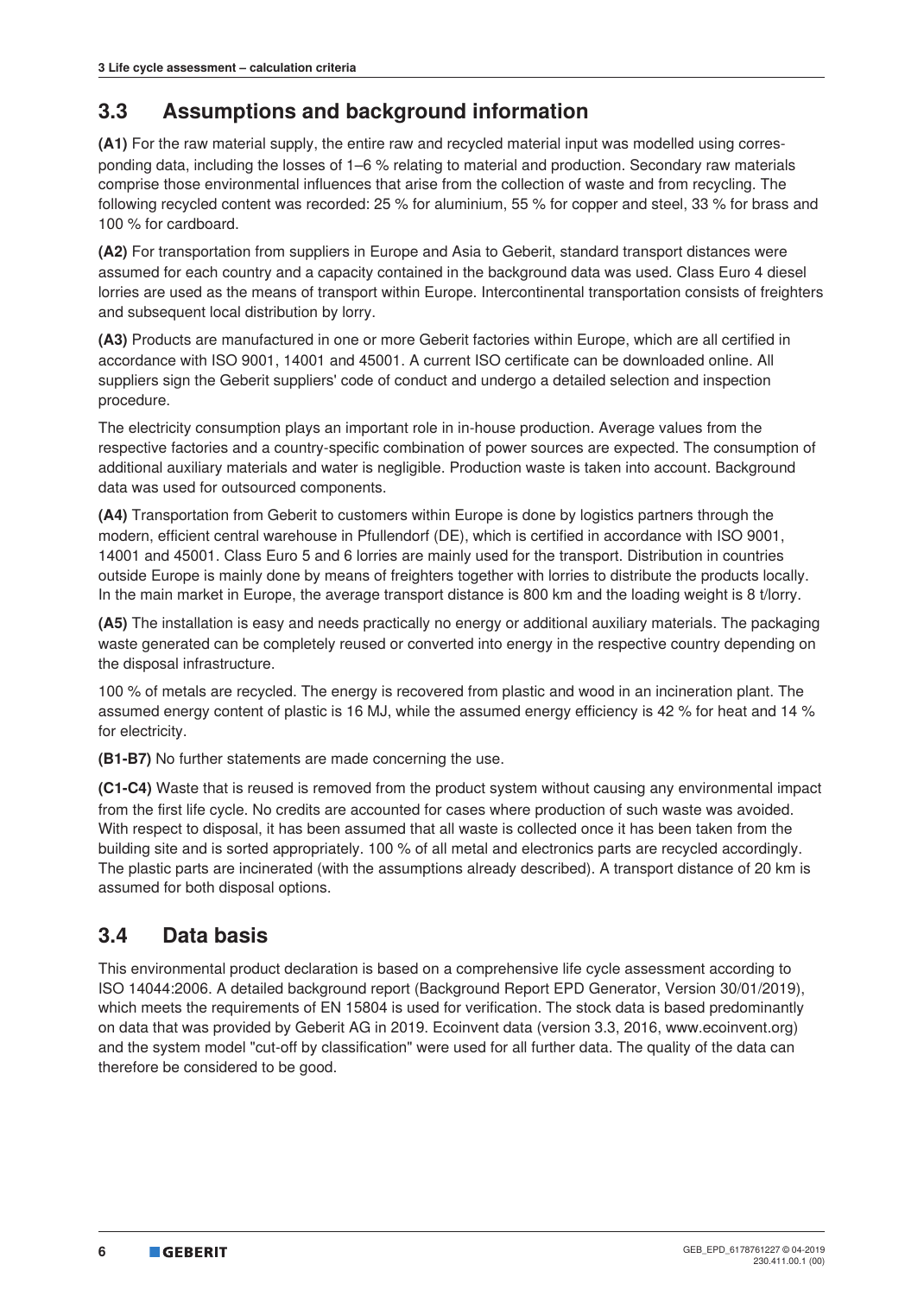## 3.3 Assumptions and background information

**(A1)** For the raw material supply, the entire raw and recycled material input was modelled using corresponding data, including the losses of 1–6 % relating to material and production. Secondary raw materials comprise those environmental influences that arise from the collection of waste and from recycling. The following recycled content was recorded: 25 % for aluminium, 55 % for copper and steel, 33 % for brass and 100 % for cardboard.

**(A2)** For transportation from suppliers in Europe and Asia to Geberit, standard transport distances were assumed for each country and a capacity contained in the background data was used. Class Euro 4 diesel lorries are used as the means of transport within Europe. Intercontinental transportation consists of freighters and subsequent local distribution by lorry.

**(A3)** Products are manufactured in one or more Geberit factories within Europe, which are all certified in accordance with ISO 9001, 14001 and 45001. A current ISO certificate can be downloaded online. All suppliers sign the Geberit suppliers' code of conduct and undergo a detailed selection and inspection procedure.

The electricity consumption plays an important role in in-house production. Average values from the respective factories and a country-specific combination of power sources are expected. The consumption of additional auxiliary materials and water is negligible. Production waste is taken into account. Background data was used for outsourced components.

**(A4)** Transportation from Geberit to customers within Europe is done by logistics partners through the modern, efficient central warehouse in Pfullendorf (DE), which is certified in accordance with ISO 9001, 14001 and 45001. Class Euro 5 and 6 lorries are mainly used for the transport. Distribution in countries outside Europe is mainly done by means of freighters together with lorries to distribute the products locally. In the main market in Europe, the average transport distance is 800 km and the loading weight is 8 t/lorry.

**(A5)** The installation is easy and needs practically no energy or additional auxiliary materials. The packaging waste generated can be completely reused or converted into energy in the respective country depending on the disposal infrastructure.

100 % of metals are recycled. The energy is recovered from plastic and wood in an incineration plant. The assumed energy content of plastic is 16 MJ, while the assumed energy efficiency is 42 % for heat and 14 % for electricity.

**(B1-B7)** No further statements are made concerning the use.

**(C1-C4)** Waste that is reused is removed from the product system without causing any environmental impact from the first life cycle. No credits are accounted for cases where production of such waste was avoided. With respect to disposal, it has been assumed that all waste is collected once it has been taken from the building site and is sorted appropriately. 100 % of all metal and electronics parts are recycled accordingly. The plastic parts are incinerated (with the assumptions already described). A transport distance of 20 km is assumed for both disposal options.

## 3.4 Data basis

This environmental product declaration is based on a comprehensive life cycle assessment according to ISO 14044:2006. A detailed background report (Background Report EPD Generator, Version 30/01/2019), which meets the requirements of EN 15804 is used for verification. The stock data is based predominantly on data that was provided by Geberit AG in 2019. Ecoinvent data (version 3.3, 2016, www.ecoinvent.org) and the system model "cut-off by classification" were used for all further data. The quality of the data can therefore be considered to be good.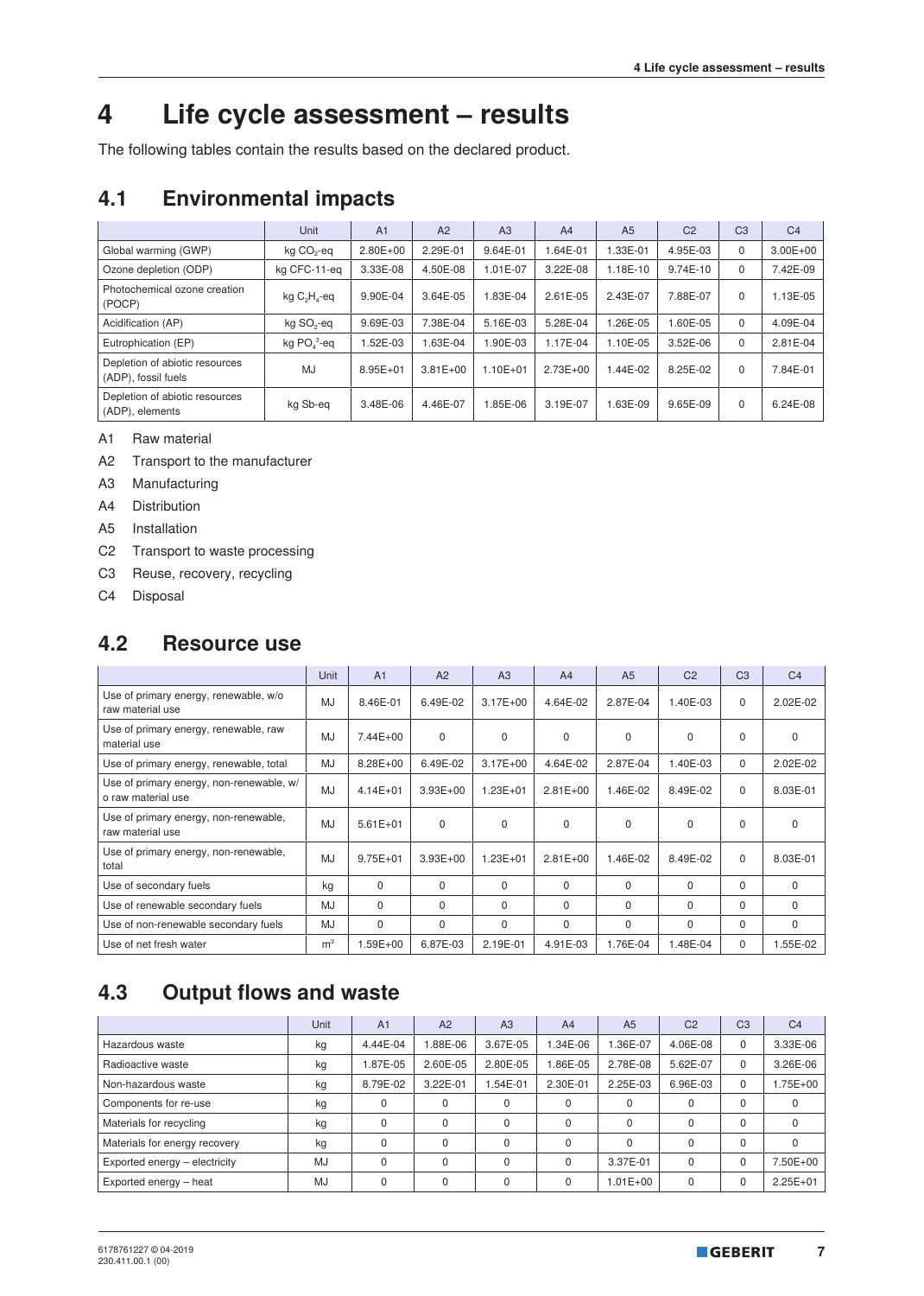# 4 Life cycle assessment – results

The following tables contain the results based on the declared product.

## 4.1 Environmental impacts

| | Unit | A1 | A2 | A3 | A4 | A5 | C2 | C3 | C4 |
|---|---|---|---|---|---|---|---|---|---|
| Global warming (GWP) | kg $CO_2$-eq | 2.80E+00 | 2.29E-01 | 9.64E-01 | 1.64E-01 | 1.33E-01 | 4.95E-03 | 0 | 3.00E+00 |
| Ozone depletion (ODP) | kg CFC-11-eq | 3.33E-08 | 4.50E-08 | 1.01E-07 | 3.22E-08 | 1.18E-10 | 9.74E-10 | 0 | 7.42E-09 |
| Photochemical ozone creation (POCP) | kg $C_2H_4$-eq | 9.90E-04 | 3.64E-05 | 1.83E-04 | 2.61E-05 | 2.43E-07 | 7.88E-07 | 0 | 1.13E-05 |
| Acidification (AP) | kg $SO_2$-eq | 9.69E-03 | 7.38E-04 | 5.16E-03 | 5.28E-04 | 1.26E-05 | 1.60E-05 | 0 | 4.09E-04 |
| Eutrophication (EP) | kg $PO_4^{3-}$-eq | 1.52E-03 | 1.63E-04 | 1.90E-03 | 1.17E-04 | 1.10E-05 | 3.52E-06 | 0 | 2.81E-04 |
| Depletion of abiotic resources (ADP), fossil fuels | MJ | 8.95E+01 | 3.81E+00 | 1.10E+01 | 2.73E+00 | 1.44E-02 | 8.25E-02 | 0 | 7.84E-01 |
| Depletion of abiotic resources (ADP), elements | kg Sb-eq | 3.48E-06 | 4.46E-07 | 1.85E-06 | 3.19E-07 | 1.63E-09 | 9.65E-09 | 0 | 6.24E-08 |

- A1 Raw material
- A2 Transport to the manufacturer
- A3 Manufacturing
- A4 Distribution
- A5 Installation
- C2 Transport to waste processing
- C3 Reuse, recovery, recycling
- C4 Disposal

## 4.2 Resource use

| | Unit | A1 | A2 | A3 | A4 | A5 | C2 | C3 | C4 |
|---|---|---|---|---|---|---|---|---|---|
| Use of primary energy, renewable, w/o raw material use | MJ | 8.46E-01 | 6.49E-02 | 3.17E+00 | 4.64E-02 | 2.87E-04 | 1.40E-03 | 0 | 2.02E-02 |
| Use of primary energy, renewable, raw material use | MJ | 7.44E+00 | 0 | 0 | 0 | 0 | 0 | 0 | 0 |
| Use of primary energy, renewable, total | MJ | 8.28E+00 | 6.49E-02 | 3.17E+00 | 4.64E-02 | 2.87E-04 | 1.40E-03 | 0 | 2.02E-02 |
| Use of primary energy, non-renewable, w/o raw material use | MJ | 4.14E+01 | 3.93E+00 | 1.23E+01 | 2.81E+00 | 1.46E-02 | 8.49E-02 | 0 | 8.03E-01 |
| Use of primary energy, non-renewable, raw material use | MJ | 5.61E+01 | 0 | 0 | 0 | 0 | 0 | 0 | 0 |
| Use of primary energy, non-renewable, total | MJ | 9.75E+01 | 3.93E+00 | 1.23E+01 | 2.81E+00 | 1.46E-02 | 8.49E-02 | 0 | 8.03E-01 |
| Use of secondary fuels | kg | 0 | 0 | 0 | 0 | 0 | 0 | 0 | 0 |
| Use of renewable secondary fuels | MJ | 0 | 0 | 0 | 0 | 0 | 0 | 0 | 0 |
| Use of non-renewable secondary fuels | MJ | 0 | 0 | 0 | 0 | 0 | 0 | 0 | 0 |
| Use of net fresh water | $m^3$ | 1.59E+00 | 6.87E-03 | 2.19E-01 | 4.91E-03 | 1.76E-04 | 1.48E-04 | 0 | 1.55E-02 |

## 4.3 Output flows and waste

| | Unit | A1 | A2 | A3 | A4 | A5 | C2 | C3 | C4 |
|---|---|---|---|---|---|---|---|---|---|
| Hazardous waste | kg | 4.44E-04 | 1.88E-06 | 3.67E-05 | 1.34E-06 | 1.36E-07 | 4.06E-08 | 0 | 3.33E-06 |
| Radioactive waste | kg | 1.87E-05 | 2.60E-05 | 2.80E-05 | 1.86E-05 | 2.78E-08 | 5.62E-07 | 0 | 3.26E-06 |
| Non-hazardous waste | kg | 8.79E-02 | 3.22E-01 | 1.54E-01 | 2.30E-01 | 2.25E-03 | 6.96E-03 | 0 | 1.75E+00 |
| Components for re-use | kg | 0 | 0 | 0 | 0 | 0 | 0 | 0 | 0 |
| Materials for recycling | kg | 0 | 0 | 0 | 0 | 0 | 0 | 0 | 0 |
| Materials for energy recovery | kg | 0 | 0 | 0 | 0 | 0 | 0 | 0 | 0 |
| Exported energy – electricity | MJ | 0 | 0 | 0 | 0 | 3.37E-01 | 0 | 0 | 7.50E+00 |
| Exported energy – heat | MJ | 0 | 0 | 0 | 0 | 1.01E+00 | 0 | 0 | 2.25E+01 |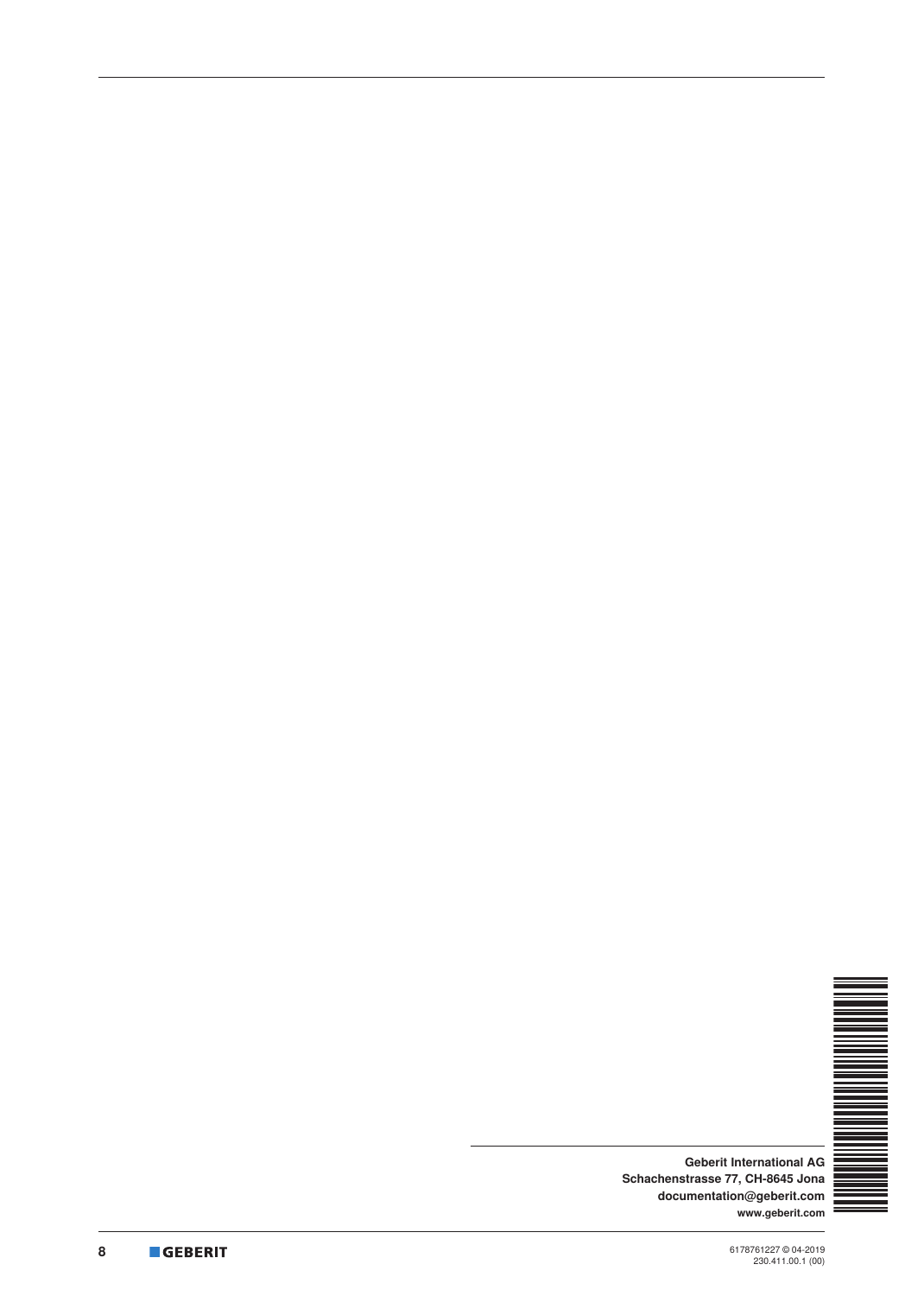**Geberit International AG**
**Schachenstrasse 77, CH-8645 Jona**
**documentation@geberit.com**
**www.geberit.com**

6178761227 © 04-2019
230.411.00.1 (00)